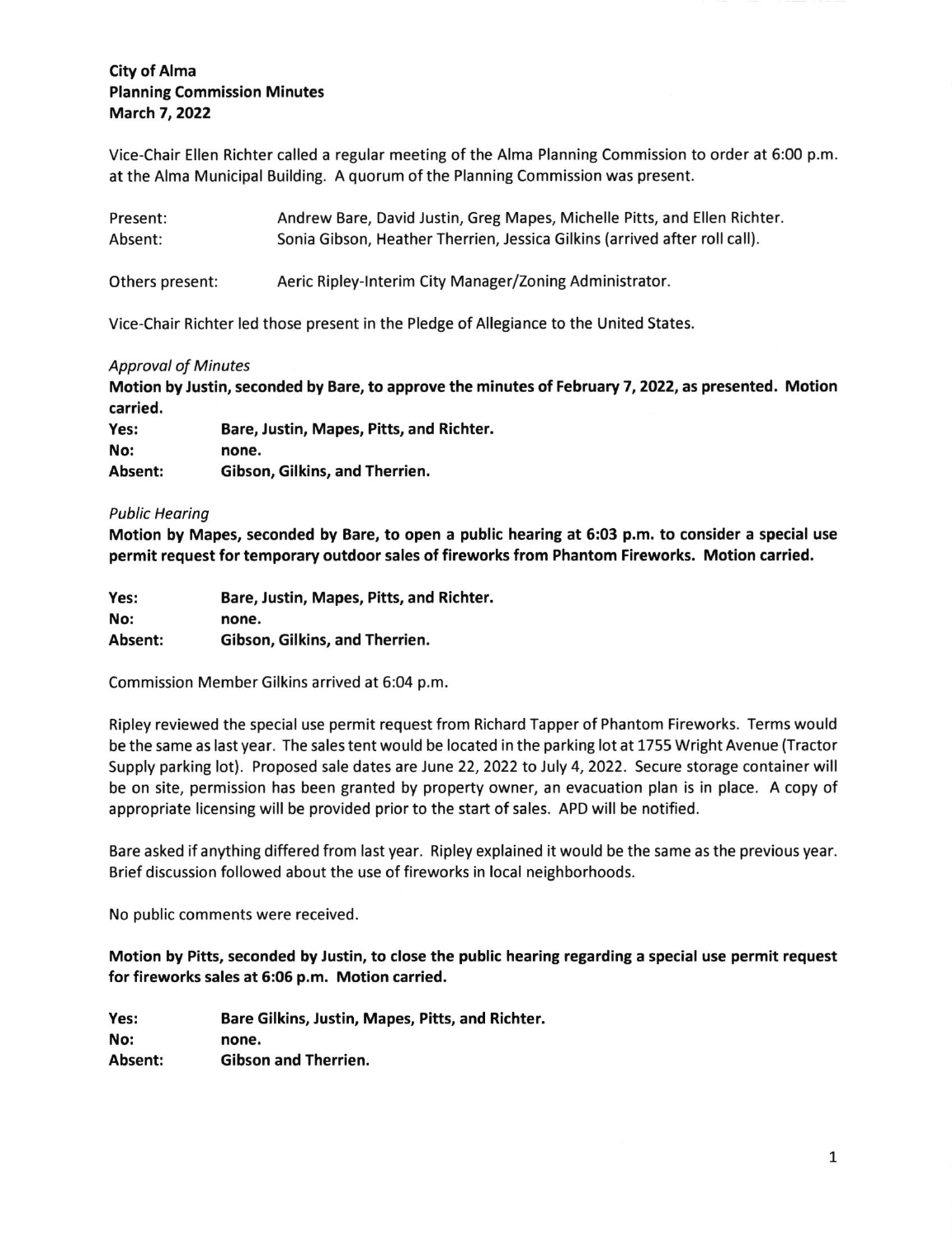**City of Alma**
**Planning Commission Minutes**
**March 7, 2022**

Vice-Chair Ellen Richter called a regular meeting of the Alma Planning Commission to order at 6:00 p.m. at the Alma Municipal Building. A quorum of the Planning Commission was present.

| | |
|---|---|
| Present: | Andrew Bare, David Justin, Greg Mapes, Michelle Pitts, and Ellen Richter. |
| Absent: | Sonia Gibson, Heather Therrien, Jessica Gilkins (arrived after roll call). |

Others present: Aeric Ripley-Interim City Manager/Zoning Administrator.

Vice-Chair Richter led those present in the Pledge of Allegiance to the United States.

*Approval of Minutes*

**Motion by Justin, seconded by Bare, to approve the minutes of February 7, 2022, as presented. Motion carried.**

| | |
|---|---|
| **Yes:** | **Bare, Justin, Mapes, Pitts, and Richter.** |
| **No:** | **none.** |
| **Absent:** | **Gibson, Gilkins, and Therrien.** |

*Public Hearing*

**Motion by Mapes, seconded by Bare, to open a public hearing at 6:03 p.m. to consider a special use permit request for temporary outdoor sales of fireworks from Phantom Fireworks. Motion carried.**

| | |
|---|---|
| **Yes:** | **Bare, Justin, Mapes, Pitts, and Richter.** |
| **No:** | **none.** |
| **Absent:** | **Gibson, Gilkins, and Therrien.** |

Commission Member Gilkins arrived at 6:04 p.m.

Ripley reviewed the special use permit request from Richard Tapper of Phantom Fireworks. Terms would be the same as last year. The sales tent would be located in the parking lot at 1755 Wright Avenue (Tractor Supply parking lot). Proposed sale dates are June 22, 2022 to July 4, 2022. Secure storage container will be on site, permission has been granted by property owner, an evacuation plan is in place. A copy of appropriate licensing will be provided prior to the start of sales. APD will be notified.

Bare asked if anything differed from last year. Ripley explained it would be the same as the previous year. Brief discussion followed about the use of fireworks in local neighborhoods.

No public comments were received.

**Motion by Pitts, seconded by Justin, to close the public hearing regarding a special use permit request for fireworks sales at 6:06 p.m. Motion carried.**

| | |
|---|---|
| **Yes:** | **Bare Gilkins, Justin, Mapes, Pitts, and Richter.** |
| **No:** | **none.** |
| **Absent:** | **Gibson and Therrien.** |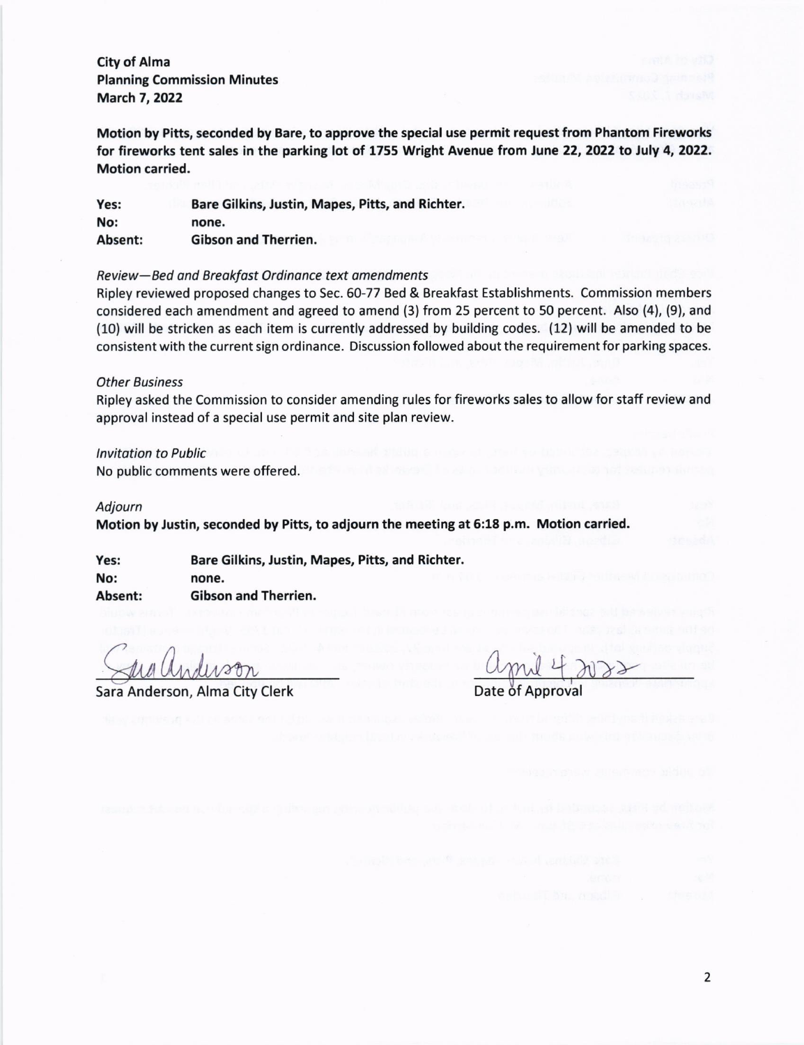City of Alma
Planning Commission Minutes
March 7, 2022

**Motion by Pitts, seconded by Bare, to approve the special use permit request from Phantom Fireworks for fireworks tent sales in the parking lot of 1755 Wright Avenue from June 22, 2022 to July 4, 2022. Motion carried.**

| | |
|---|---|
| **Yes:** | **Bare Gilkins, Justin, Mapes, Pitts, and Richter.** |
| **No:** | **none.** |
| **Absent:** | **Gibson and Therrien.** |

*Review—Bed and Breakfast Ordinance text amendments*

Ripley reviewed proposed changes to Sec. 60-77 Bed & Breakfast Establishments. Commission members considered each amendment and agreed to amend (3) from 25 percent to 50 percent. Also (4), (9), and (10) will be stricken as each item is currently addressed by building codes. (12) will be amended to be consistent with the current sign ordinance. Discussion followed about the requirement for parking spaces.

*Other Business*

Ripley asked the Commission to consider amending rules for fireworks sales to allow for staff review and approval instead of a special use permit and site plan review.

*Invitation to Public*

No public comments were offered.

*Adjourn*

**Motion by Justin, seconded by Pitts, to adjourn the meeting at 6:18 p.m. Motion carried.**

| | |
|---|---|
| **Yes:** | **Bare Gilkins, Justin, Mapes, Pitts, and Richter.** |
| **No:** | **none.** |
| **Absent:** | **Gibson and Therrien.** |

Sara Anderson (signature)
Sara Anderson, Alma City Clerk

April 4, 2022
Date of Approval